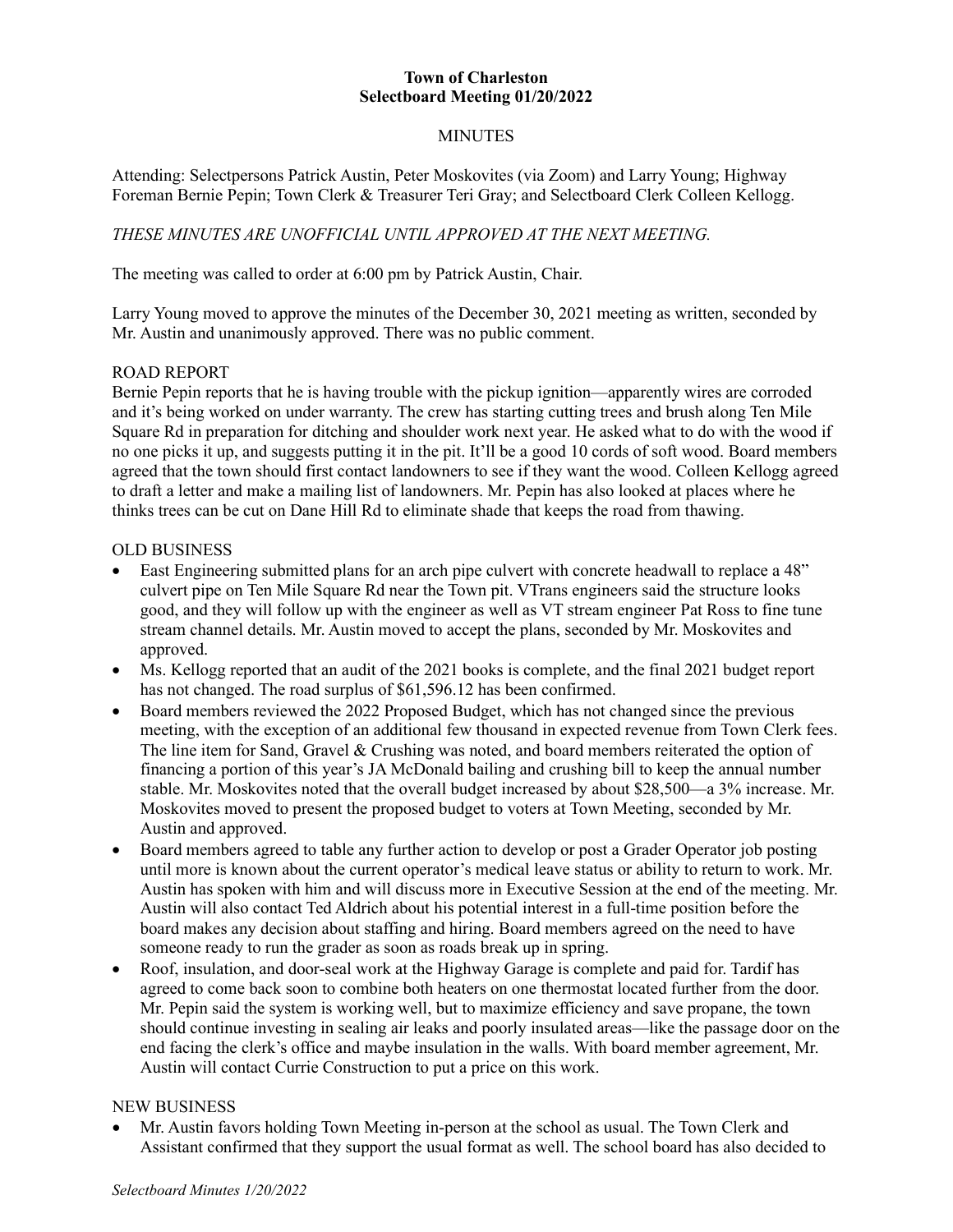**Town of Charleston**
**Selectboard Meeting 01/20/2022**

MINUTES

Attending: Selectpersons Patrick Austin, Peter Moskovites (via Zoom) and Larry Young; Highway Foreman Bernie Pepin; Town Clerk & Treasurer Teri Gray; and Selectboard Clerk Colleen Kellogg.

*THESE MINUTES ARE UNOFFICIAL UNTIL APPROVED AT THE NEXT MEETING.*

The meeting was called to order at 6:00 pm by Patrick Austin, Chair.

Larry Young moved to approve the minutes of the December 30, 2021 meeting as written, seconded by Mr. Austin and unanimously approved. There was no public comment.

ROAD REPORT
Bernie Pepin reports that he is having trouble with the pickup ignition—apparently wires are corroded and it's being worked on under warranty. The crew has starting cutting trees and brush along Ten Mile Square Rd in preparation for ditching and shoulder work next year. He asked what to do with the wood if no one picks it up, and suggests putting it in the pit. It'll be a good 10 cords of soft wood. Board members agreed that the town should first contact landowners to see if they want the wood. Colleen Kellogg agreed to draft a letter and make a mailing list of landowners. Mr. Pepin has also looked at places where he thinks trees can be cut on Dane Hill Rd to eliminate shade that keeps the road from thawing.

OLD BUSINESS

- East Engineering submitted plans for an arch pipe culvert with concrete headwall to replace a 48" culvert pipe on Ten Mile Square Rd near the Town pit. VTrans engineers said the structure looks good, and they will follow up with the engineer as well as VT stream engineer Pat Ross to fine tune stream channel details. Mr. Austin moved to accept the plans, seconded by Mr. Moskovites and approved.
- Ms. Kellogg reported that an audit of the 2021 books is complete, and the final 2021 budget report has not changed. The road surplus of $61,596.12 has been confirmed.
- Board members reviewed the 2022 Proposed Budget, which has not changed since the previous meeting, with the exception of an additional few thousand in expected revenue from Town Clerk fees. The line item for Sand, Gravel & Crushing was noted, and board members reiterated the option of financing a portion of this year's JA McDonald bailing and crushing bill to keep the annual number stable. Mr. Moskovites noted that the overall budget increased by about $28,500—a 3% increase. Mr. Moskovites moved to present the proposed budget to voters at Town Meeting, seconded by Mr. Austin and approved.
- Board members agreed to table any further action to develop or post a Grader Operator job posting until more is known about the current operator's medical leave status or ability to return to work. Mr. Austin has spoken with him and will discuss more in Executive Session at the end of the meeting. Mr. Austin will also contact Ted Aldrich about his potential interest in a full-time position before the board makes any decision about staffing and hiring. Board members agreed on the need to have someone ready to run the grader as soon as roads break up in spring.
- Roof, insulation, and door-seal work at the Highway Garage is complete and paid for. Tardif has agreed to come back soon to combine both heaters on one thermostat located further from the door. Mr. Pepin said the system is working well, but to maximize efficiency and save propane, the town should continue investing in sealing air leaks and poorly insulated areas—like the passage door on the end facing the clerk's office and maybe insulation in the walls. With board member agreement, Mr. Austin will contact Currie Construction to put a price on this work.

NEW BUSINESS

- Mr. Austin favors holding Town Meeting in-person at the school as usual. The Town Clerk and Assistant confirmed that they support the usual format as well. The school board has also decided to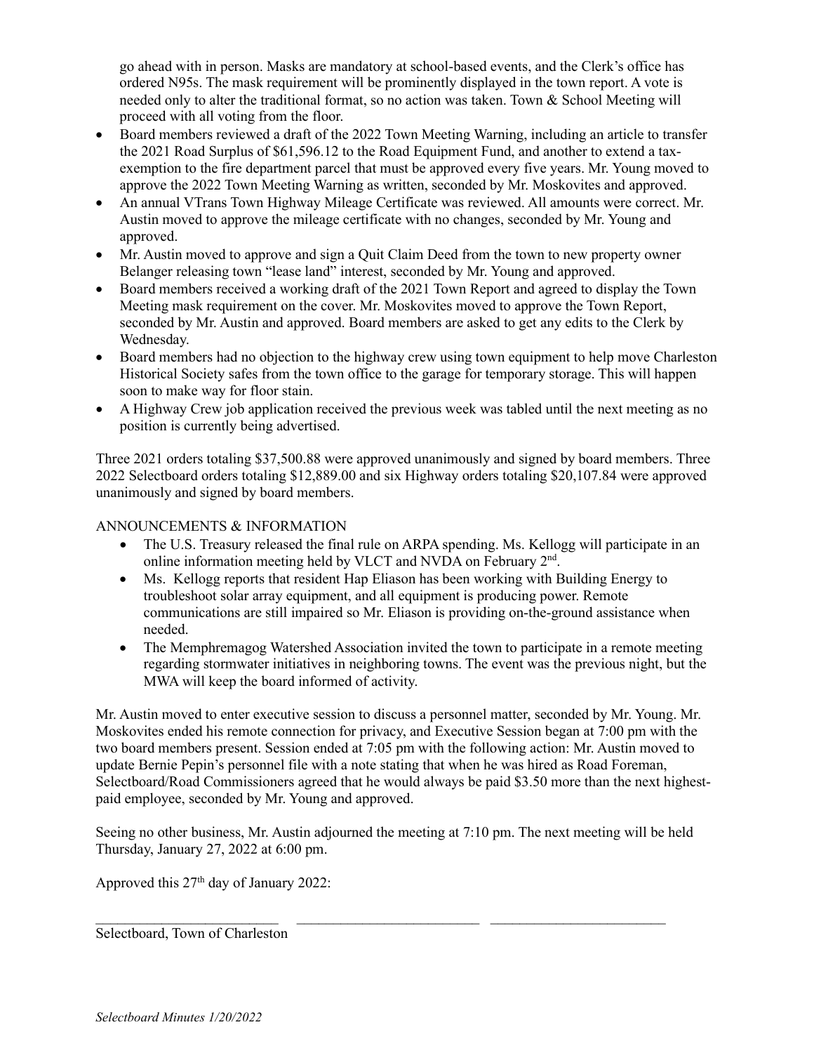go ahead with in person. Masks are mandatory at school-based events, and the Clerk's office has ordered N95s. The mask requirement will be prominently displayed in the town report. A vote is needed only to alter the traditional format, so no action was taken. Town & School Meeting will proceed with all voting from the floor.

- Board members reviewed a draft of the 2022 Town Meeting Warning, including an article to transfer the 2021 Road Surplus of $61,596.12 to the Road Equipment Fund, and another to extend a tax-exemption to the fire department parcel that must be approved every five years. Mr. Young moved to approve the 2022 Town Meeting Warning as written, seconded by Mr. Moskovites and approved.
- An annual VTrans Town Highway Mileage Certificate was reviewed. All amounts were correct. Mr. Austin moved to approve the mileage certificate with no changes, seconded by Mr. Young and approved.
- Mr. Austin moved to approve and sign a Quit Claim Deed from the town to new property owner Belanger releasing town "lease land" interest, seconded by Mr. Young and approved.
- Board members received a working draft of the 2021 Town Report and agreed to display the Town Meeting mask requirement on the cover. Mr. Moskovites moved to approve the Town Report, seconded by Mr. Austin and approved. Board members are asked to get any edits to the Clerk by Wednesday.
- Board members had no objection to the highway crew using town equipment to help move Charleston Historical Society safes from the town office to the garage for temporary storage. This will happen soon to make way for floor stain.
- A Highway Crew job application received the previous week was tabled until the next meeting as no position is currently being advertised.

Three 2021 orders totaling $37,500.88 were approved unanimously and signed by board members. Three 2022 Selectboard orders totaling $12,889.00 and six Highway orders totaling $20,107.84 were approved unanimously and signed by board members.

ANNOUNCEMENTS & INFORMATION

- The U.S. Treasury released the final rule on ARPA spending. Ms. Kellogg will participate in an online information meeting held by VLCT and NVDA on February 2nd.
- Ms. Kellogg reports that resident Hap Eliason has been working with Building Energy to troubleshoot solar array equipment, and all equipment is producing power. Remote communications are still impaired so Mr. Eliason is providing on-the-ground assistance when needed.
- The Memphremagog Watershed Association invited the town to participate in a remote meeting regarding stormwater initiatives in neighboring towns. The event was the previous night, but the MWA will keep the board informed of activity.

Mr. Austin moved to enter executive session to discuss a personnel matter, seconded by Mr. Young. Mr. Moskovites ended his remote connection for privacy, and Executive Session began at 7:00 pm with the two board members present. Session ended at 7:05 pm with the following action: Mr. Austin moved to update Bernie Pepin's personnel file with a note stating that when he was hired as Road Foreman, Selectboard/Road Commissioners agreed that he would always be paid $3.50 more than the next highest-paid employee, seconded by Mr. Young and approved.

Seeing no other business, Mr. Austin adjourned the meeting at 7:10 pm. The next meeting will be held Thursday, January 27, 2022 at 6:00 pm.

Approved this 27th day of January 2022:

\_\_\_\_\_\_\_\_\_\_\_\_\_\_\_\_\_\_\_\_\_\_\_\_\_\_ \_\_\_\_\_\_\_\_\_\_\_\_\_\_\_\_\_\_\_\_\_\_\_\_\_\_ \_\_\_\_\_\_\_\_\_\_\_\_\_\_\_\_\_\_\_\_\_\_\_\_\_\_

Selectboard, Town of Charleston